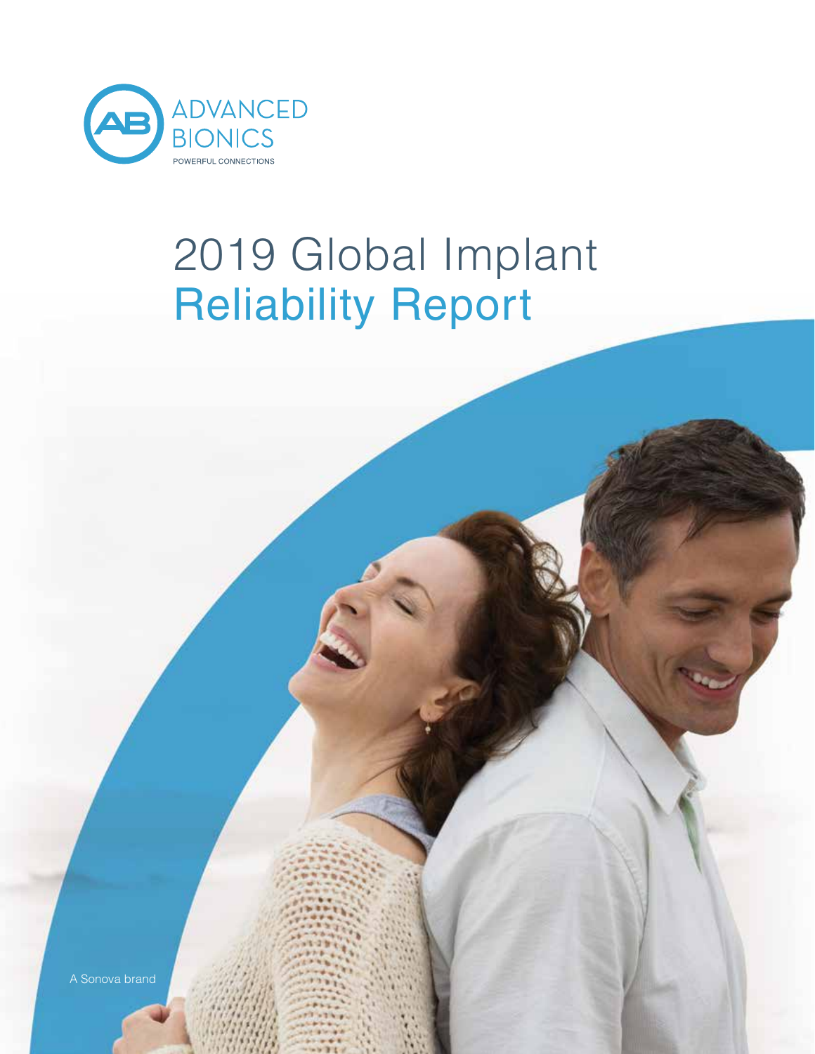ADVANCED BIONICS

POWERFUL CONNECTIONS

# 2019 Global Implant Reliability Report

A Sonova brand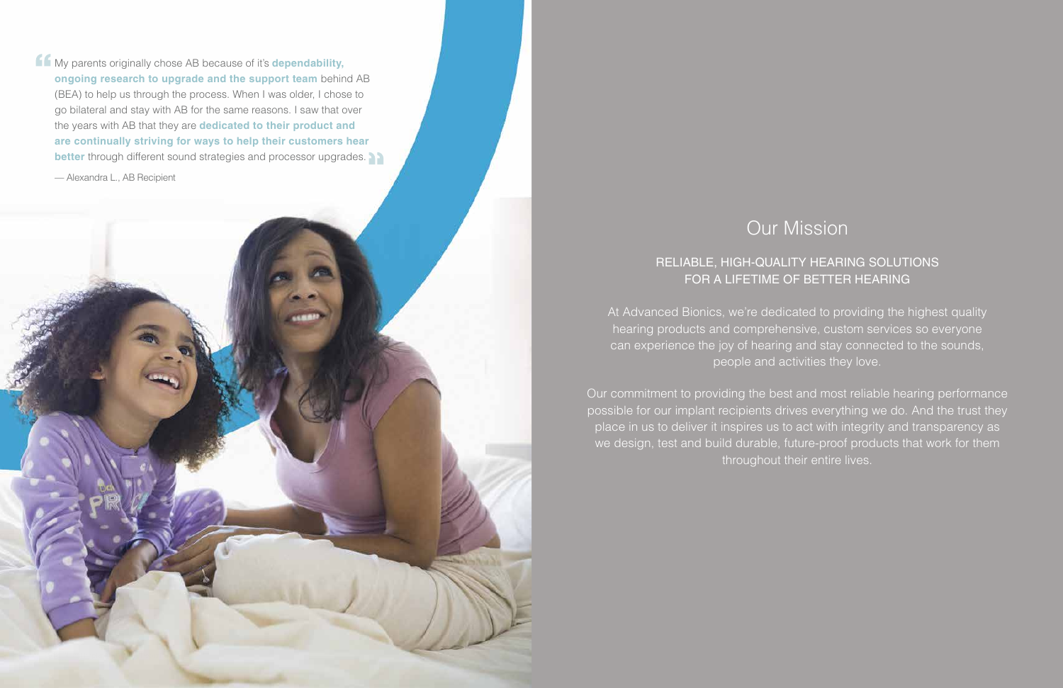> My parents originally chose AB because of it's **dependability, ongoing research to upgrade and the support team** behind AB (BEA) to help us through the process. When I was older, I chose to go bilateral and stay with AB for the same reasons. I saw that over the years with AB that they are **dedicated to their product and are continually striving for ways to help their customers hear better** through different sound strategies and processor upgrades.
>
> — Alexandra L., AB Recipient

## Our Mission

### RELIABLE, HIGH-QUALITY HEARING SOLUTIONS FOR A LIFETIME OF BETTER HEARING

At Advanced Bionics, we're dedicated to providing the highest quality hearing products and comprehensive, custom services so everyone can experience the joy of hearing and stay connected to the sounds, people and activities they love.

Our commitment to providing the best and most reliable hearing performance possible for our implant recipients drives everything we do. And the trust they place in us to deliver it inspires us to act with integrity and transparency as we design, test and build durable, future-proof products that work for them throughout their entire lives.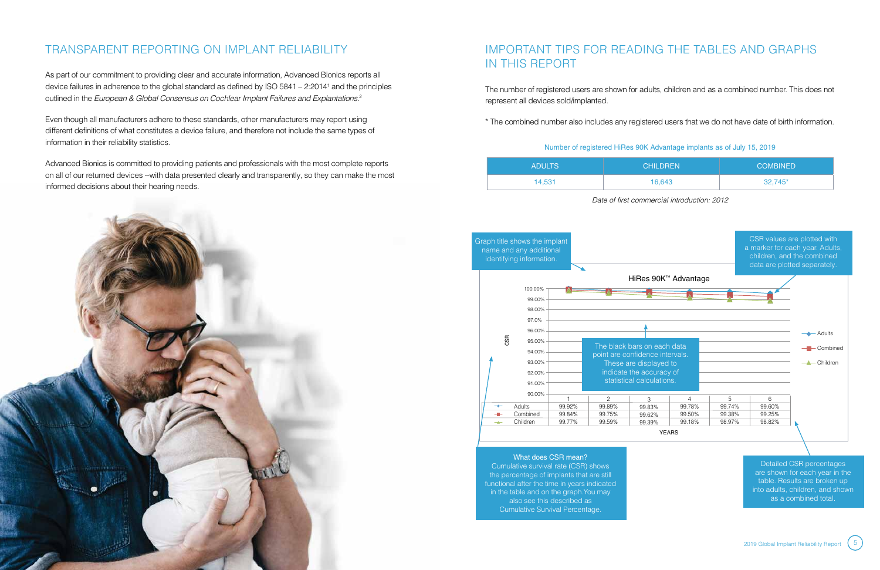## TRANSPARENT REPORTING ON IMPLANT RELIABILITY

As part of our commitment to providing clear and accurate information, Advanced Bionics reports all device failures in adherence to the global standard as defined by ISO 5841 – 2:2014[1] and the principles outlined in the *European & Global Consensus on Cochlear Implant Failures and Explantations*.[2]

Even though all manufacturers adhere to these standards, other manufacturers may report using different definitions of what constitutes a device failure, and therefore not include the same types of information in their reliability statistics.

Advanced Bionics is committed to providing patients and professionals with the most complete reports on all of our returned devices --with data presented clearly and transparently, so they can make the most informed decisions about their hearing needs.

## IMPORTANT TIPS FOR READING THE TABLES AND GRAPHS IN THIS REPORT

The number of registered users are shown for adults, children and as a combined number. This does not represent all devices sold/implanted.

* The combined number also includes any registered users that we do not have date of birth information.

Number of registered HiRes 90K Advantage implants as of July 15, 2019

| ADULTS | CHILDREN | COMBINED |
|---|---|---|
| 14,531 | 16,643 | 32,745* |

*Date of first commercial introduction: 2012*

Graph title shows the implant name and any additional identifying information.

CSR values are plotted with a marker for each year. Adults, children, and the combined data are plotted separately.

HiRes 90K™ Advantage

The black bars on each data point are confidence intervals. These are displayed to indicate the accuracy of statistical calculations.

| | 1 | 2 | 3 | 4 | 5 | 6 |
|---|---|---|---|---|---|---|
| Adults | 99.92% | 99.89% | 99.83% | 99.78% | 99.74% | 99.60% |
| Combined | 99.84% | 99.75% | 99.62% | 99.50% | 99.38% | 99.25% |
| Children | 99.77% | 99.59% | 99.39% | 99.18% | 98.97% | 98.82% |

YEARS

**What does CSR mean?**
Cumulative survival rate (CSR) shows the percentage of implants that are still functional after the time in years indicated in the table and on the graph. You may also see this described as Cumulative Survival Percentage.

Detailed CSR percentages are shown for each year in the table. Results are broken up into adults, children, and shown as a combined total.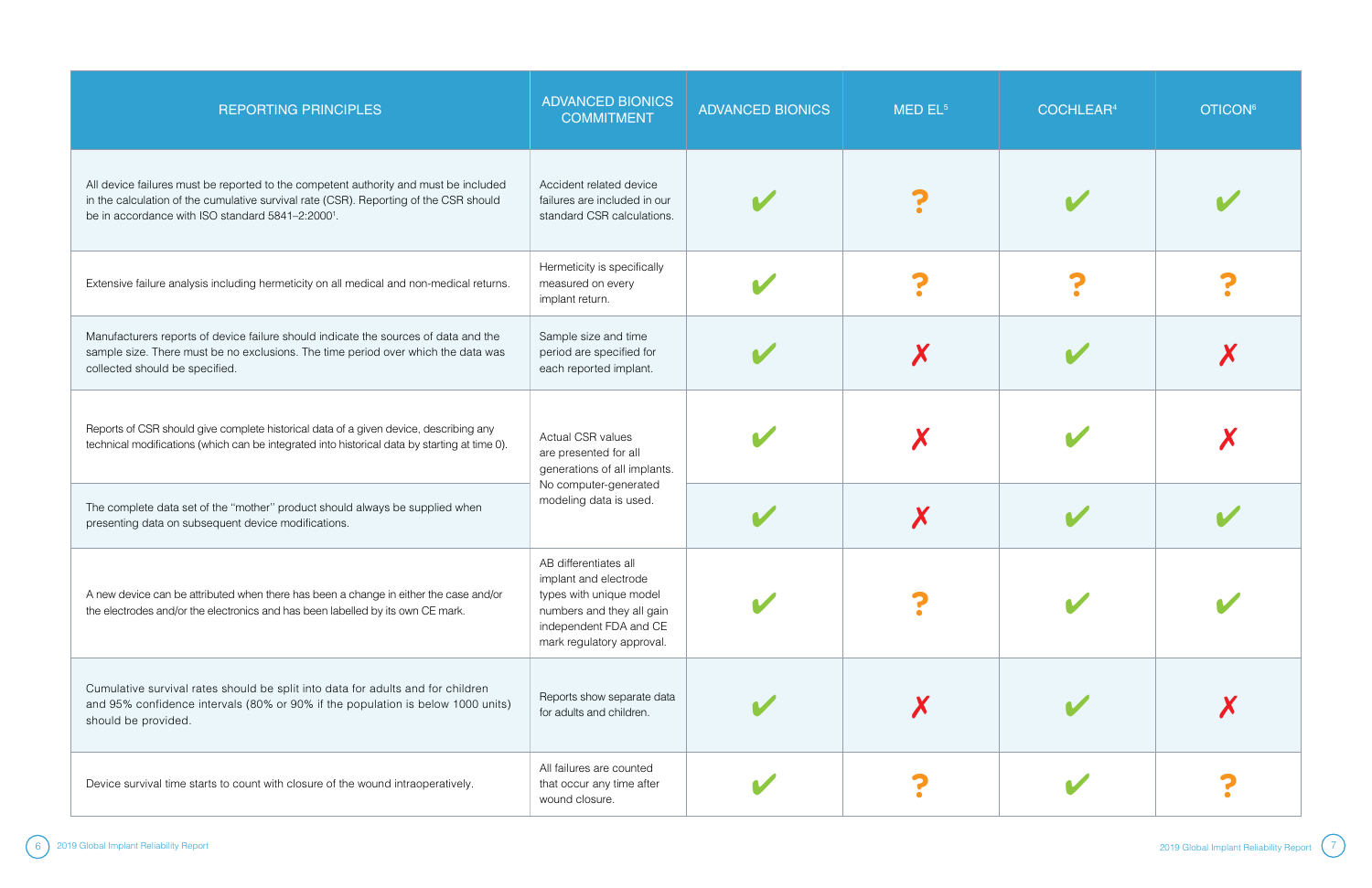| REPORTING PRINCIPLES | ADVANCED BIONICS COMMITMENT | ADVANCED BIONICS | MED EL[5] | COCHLEAR[4] | OTICON[6] |
|---|---|---|---|---|---|
| All device failures must be reported to the competent authority and must be included in the calculation of the cumulative survival rate (CSR). Reporting of the CSR should be in accordance with ISO standard 5841–2:2000[1]. | Accident related device failures are included in our standard CSR calculations. | ✔ | ? | ✔ | ✔ |
| Extensive failure analysis including hermeticity on all medical and non-medical returns. | Hermeticity is specifically measured on every implant return. | ✔ | ? | ? | ? |
| Manufacturers reports of device failure should indicate the sources of data and the sample size. There must be no exclusions. The time period over which the data was collected should be specified. | Sample size and time period are specified for each reported implant. | ✔ | ✗ | ✔ | ✗ |
| Reports of CSR should give complete historical data of a given device, describing any technical modifications (which can be integrated into historical data by starting at time 0). | Actual CSR values are presented for all generations of all implants. No computer-generated modeling data is used. | ✔ | ✗ | ✔ | ✗ |
| The complete data set of the "mother" product should always be supplied when presenting data on subsequent device modifications. | | ✔ | ✗ | ✔ | ✔ |
| A new device can be attributed when there has been a change in either the case and/or the electrodes and/or the electronics and has been labelled by its own CE mark. | AB differentiates all implant and electrode types with unique model numbers and they all gain independent FDA and CE mark regulatory approval. | ✔ | ? | ✔ | ✔ |
| Cumulative survival rates should be split into data for adults and for children and 95% confidence intervals (80% or 90% if the population is below 1000 units) should be provided. | Reports show separate data for adults and children. | ✔ | ✗ | ✔ | ✗ |
| Device survival time starts to count with closure of the wound intraoperatively. | All failures are counted that occur any time after wound closure. | ✔ | ? | ✔ | ? |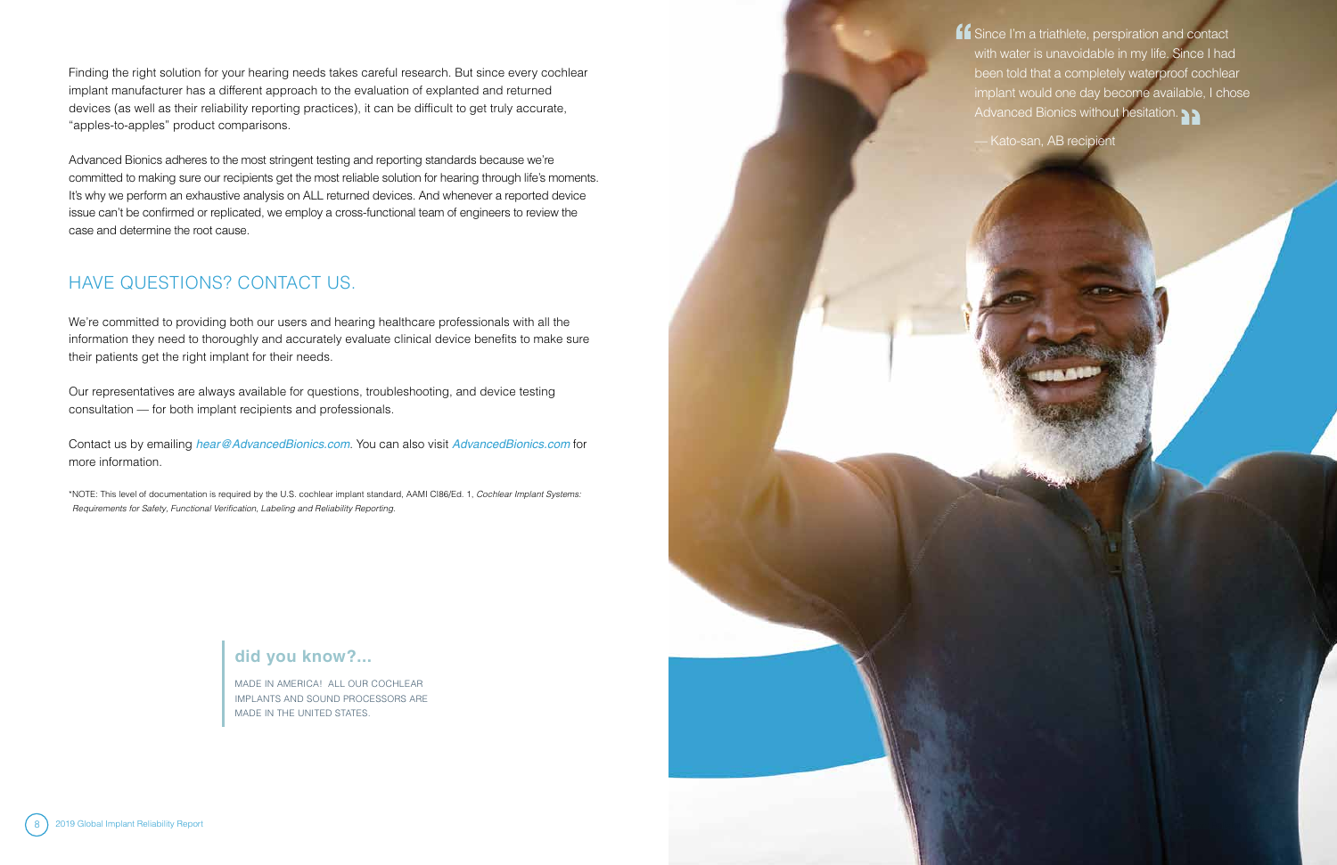Finding the right solution for your hearing needs takes careful research. But since every cochlear implant manufacturer has a different approach to the evaluation of explanted and returned devices (as well as their reliability reporting practices), it can be difficult to get truly accurate, "apples-to-apples" product comparisons.

Advanced Bionics adheres to the most stringent testing and reporting standards because we're committed to making sure our recipients get the most reliable solution for hearing through life's moments. It's why we perform an exhaustive analysis on ALL returned devices. And whenever a reported device issue can't be confirmed or replicated, we employ a cross-functional team of engineers to review the case and determine the root cause.

## HAVE QUESTIONS? CONTACT US.

We're committed to providing both our users and hearing healthcare professionals with all the information they need to thoroughly and accurately evaluate clinical device benefits to make sure their patients get the right implant for their needs.

Our representatives are always available for questions, troubleshooting, and device testing consultation — for both implant recipients and professionals.

Contact us by emailing *hear@AdvancedBionics.com*. You can also visit *AdvancedBionics.com* for more information.

*NOTE: This level of documentation is required by the U.S. cochlear implant standard, AAMI CI86/Ed. 1, *Cochlear Implant Systems: Requirements for Safety, Functional Verification, Labeling and Reliability Reporting.*

### did you know?...

MADE IN AMERICA! ALL OUR COCHLEAR IMPLANTS AND SOUND PROCESSORS ARE MADE IN THE UNITED STATES.

> "Since I'm a triathlete, perspiration and contact with water is unavoidable in my life. Since I had been told that a completely waterproof cochlear implant would one day become available, I chose Advanced Bionics without hesitation."
>
> — Kato-san, AB recipient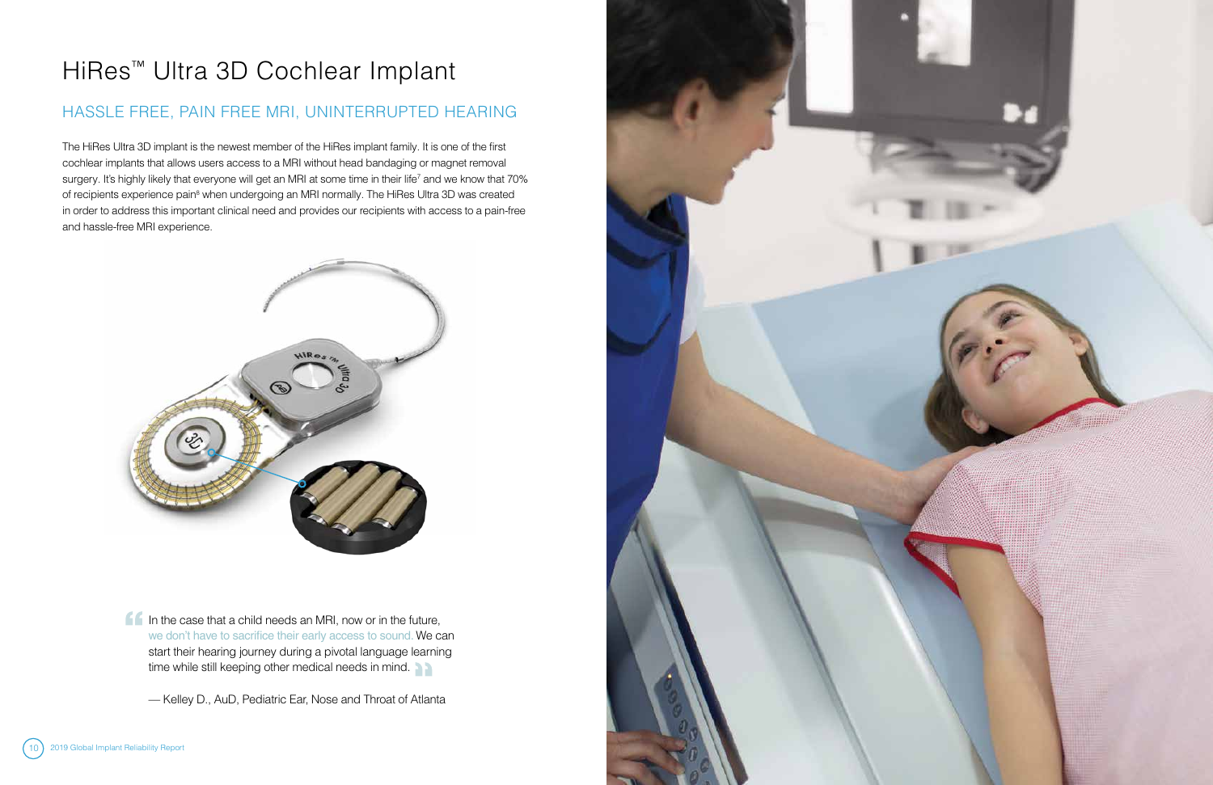# HiRes™ Ultra 3D Cochlear Implant

## HASSLE FREE, PAIN FREE MRI, UNINTERRUPTED HEARING

The HiRes Ultra 3D implant is the newest member of the HiRes implant family. It is one of the first cochlear implants that allows users access to a MRI without head bandaging or magnet removal surgery. It's highly likely that everyone will get an MRI at some time in their life[7] and we know that 70% of recipients experience pain[8] when undergoing an MRI normally. The HiRes Ultra 3D was created in order to address this important clinical need and provides our recipients with access to a pain-free and hassle-free MRI experience.

> In the case that a child needs an MRI, now or in the future, we don't have to sacrifice their early access to sound. We can start their hearing journey during a pivotal language learning time while still keeping other medical needs in mind.
>
> — Kelley D., AuD, Pediatric Ear, Nose and Throat of Atlanta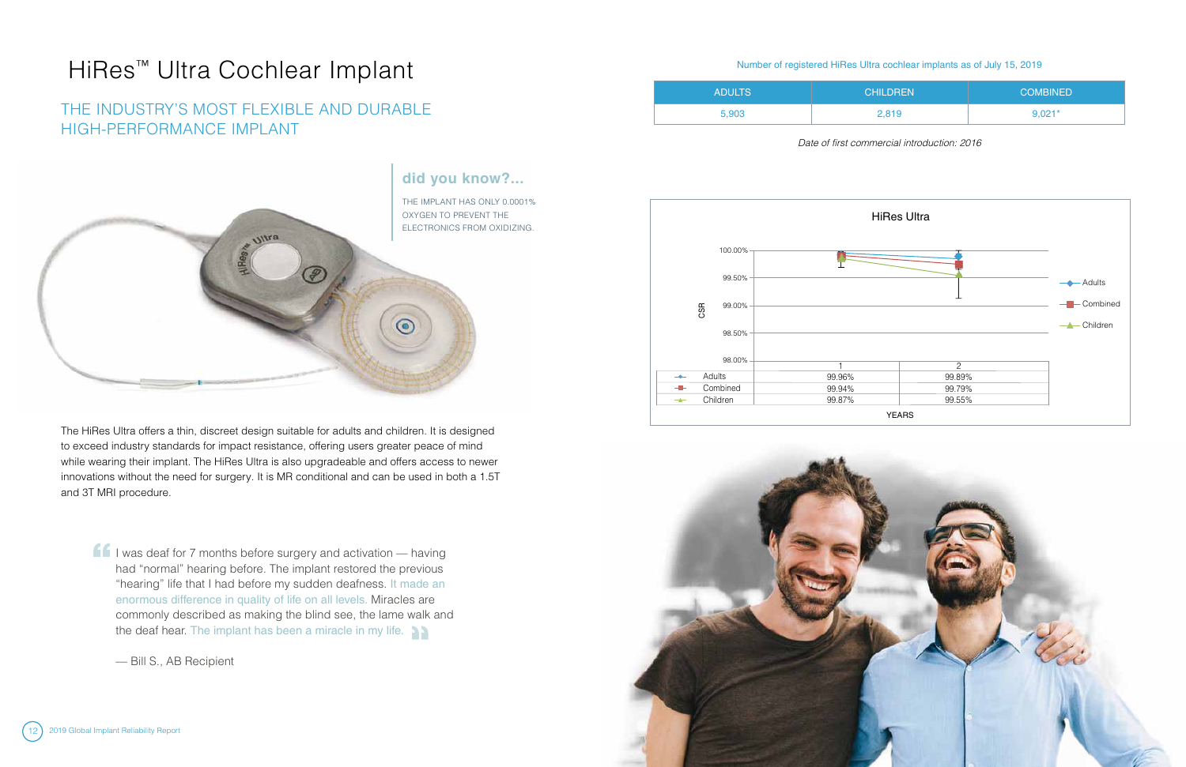# HiRes™ Ultra Cochlear Implant

## THE INDUSTRY'S MOST FLEXIBLE AND DURABLE HIGH-PERFORMANCE IMPLANT

### did you know?...

THE IMPLANT HAS ONLY 0.0001% OXYGEN TO PREVENT THE ELECTRONICS FROM OXIDIZING.

The HiRes Ultra offers a thin, discreet design suitable for adults and children. It is designed to exceed industry standards for impact resistance, offering users greater peace of mind while wearing their implant. The HiRes Ultra is also upgradeable and offers access to newer innovations without the need for surgery. It is MR conditional and can be used in both a 1.5T and 3T MRI procedure.

> I was deaf for 7 months before surgery and activation — having had "normal" hearing before. The implant restored the previous "hearing" life that I had before my sudden deafness. It made an enormous difference in quality of life on all levels. Miracles are commonly described as making the blind see, the lame walk and the deaf hear. The implant has been a miracle in my life.
>
> — Bill S., AB Recipient

Number of registered HiRes Ultra cochlear implants as of July 15, 2019

| ADULTS | CHILDREN | COMBINED |
| --- | --- | --- |
| 5,903 | 2,819 | 9,021* |

*Date of first commercial introduction: 2016*

**HiRes Ultra**

| YEARS | 1 | 2 |
| --- | --- | --- |
| Adults | 99.96% | 99.89% |
| Combined | 99.94% | 99.79% |
| Children | 99.87% | 99.55% |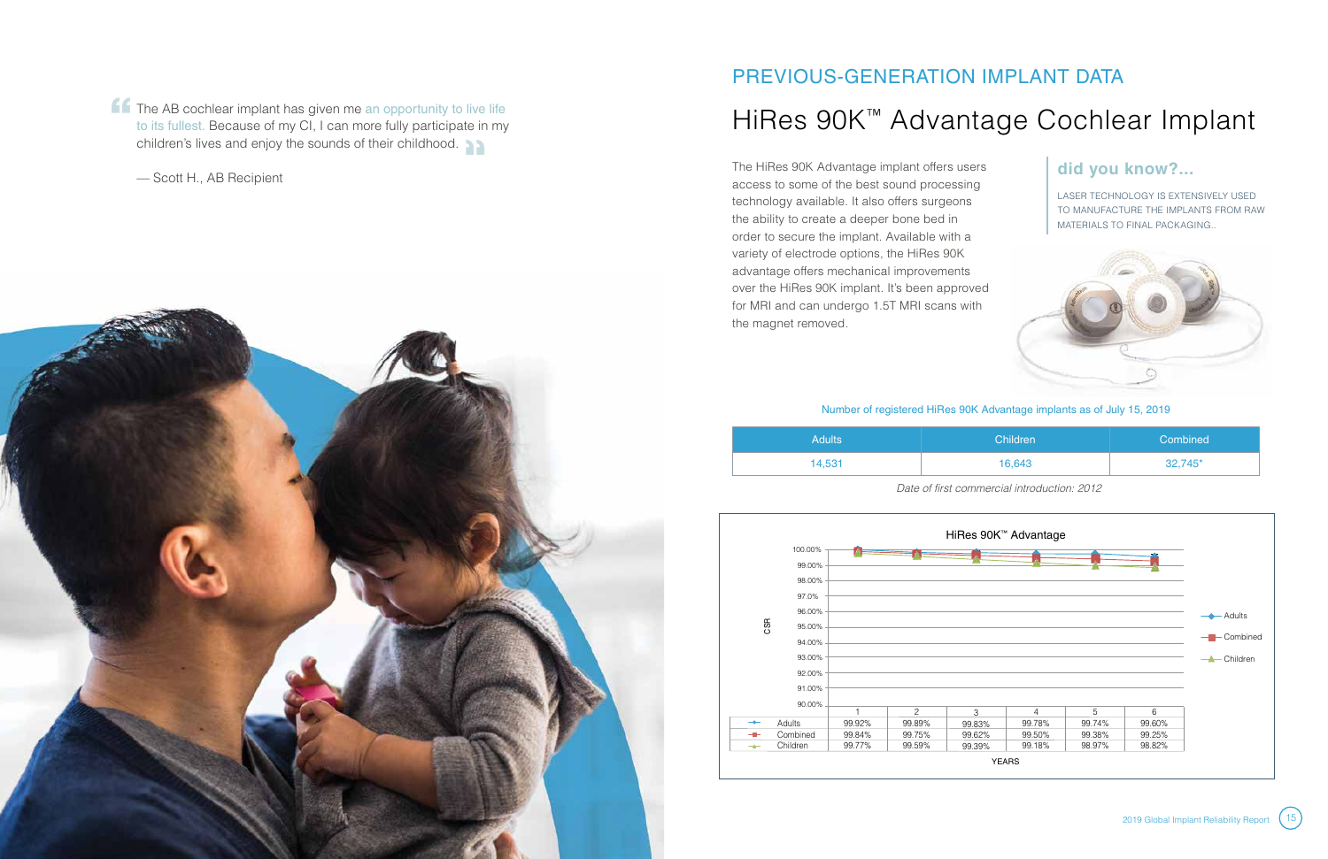> The AB cochlear implant has given me an opportunity to live life to its fullest. Because of my CI, I can more fully participate in my children's lives and enjoy the sounds of their childhood.
>
> — Scott H., AB Recipient

## PREVIOUS-GENERATION IMPLANT DATA

# HiRes 90K™ Advantage Cochlear Implant

The HiRes 90K Advantage implant offers users access to some of the best sound processing technology available. It also offers surgeons the ability to create a deeper bone bed in order to secure the implant. Available with a variety of electrode options, the HiRes 90K advantage offers mechanical improvements over the HiRes 90K implant. It's been approved for MRI and can undergo 1.5T MRI scans with the magnet removed.

### did you know?...

LASER TECHNOLOGY IS EXTENSIVELY USED TO MANUFACTURE THE IMPLANTS FROM RAW MATERIALS TO FINAL PACKAGING..

Number of registered HiRes 90K Advantage implants as of July 15, 2019

| Adults | Children | Combined |
|---|---|---|
| 14,531 | 16,643 | 32,745* |

*Date of first commercial introduction: 2012*

HiRes 90K™ Advantage

| YEARS | 1 | 2 | 3 | 4 | 5 | 6 |
|---|---|---|---|---|---|---|
| Adults | 99.92% | 99.89% | 99.83% | 99.78% | 99.74% | 99.60% |
| Combined | 99.84% | 99.75% | 99.62% | 99.50% | 99.38% | 99.25% |
| Children | 99.77% | 99.59% | 99.39% | 99.18% | 98.97% | 98.82% |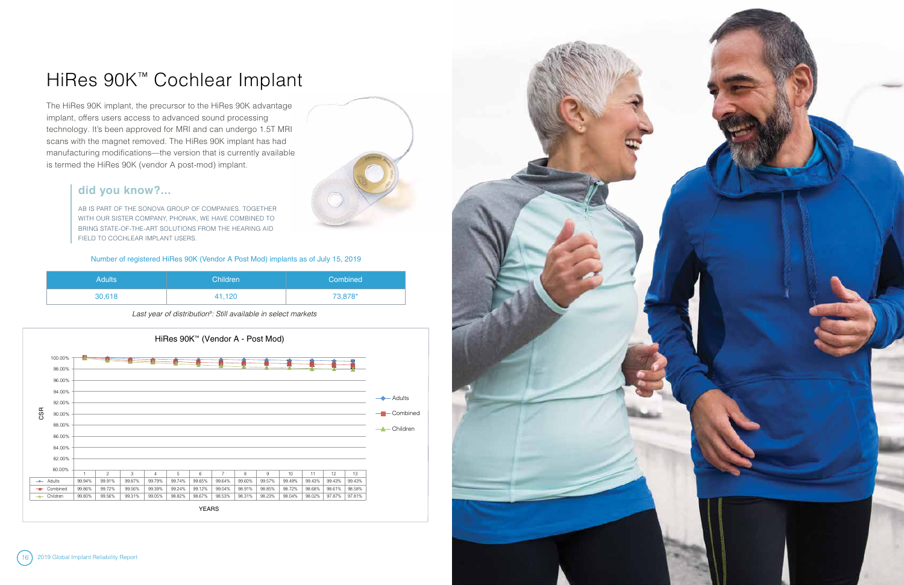# HiRes 90K™ Cochlear Implant

The HiRes 90K implant, the precursor to the HiRes 90K advantage implant, offers users access to advanced sound processing technology. It's been approved for MRI and can undergo 1.5T MRI scans with the magnet removed. The HiRes 90K implant has had manufacturing modifications—the version that is currently available is termed the HiRes 90K (vendor A post-mod) implant.

## did you know?...

AB IS PART OF THE SONOVA GROUP OF COMPANIES. TOGETHER WITH OUR SISTER COMPANY, PHONAK, WE HAVE COMBINED TO BRING STATE-OF-THE-ART SOLUTIONS FROM THE HEARING AID FIELD TO COCHLEAR IMPLANT USERS.

Number of registered HiRes 90K (Vendor A Post Mod) implants as of July 15, 2019

| Adults | Children | Combined |
|---|---|---|
| 30,618 | 41,120 | 73,878* |

*Last year of distribution[8]: Still available in select markets*

HiRes 90K™ (Vendor A - Post Mod)

| YEARS | 1 | 2 | 3 | 4 | 5 | 6 | 7 | 8 | 9 | 10 | 11 | 12 | 13 |
|---|---|---|---|---|---|---|---|---|---|---|---|---|---|
| Adults | 99.94% | 99.91% | 99.87% | 99.79% | 99.74% | 99.65% | 99.64% | 99.60% | 99.57% | 99.49% | 99.43% | 99.43% | 99.43% |
| Combined | 99.86% | 99.72% | 99.56% | 99.39% | 99.24% | 99.12% | 99.04% | 98.91% | 98.85% | 98.72% | 98.68% | 98.61% | 98.58% |
| Children | 99.80% | 99.56% | 99.31% | 99.05% | 98.82% | 98.67% | 98.53% | 98.31% | 98.23% | 98.04% | 98.02% | 97.87% | 97.81% |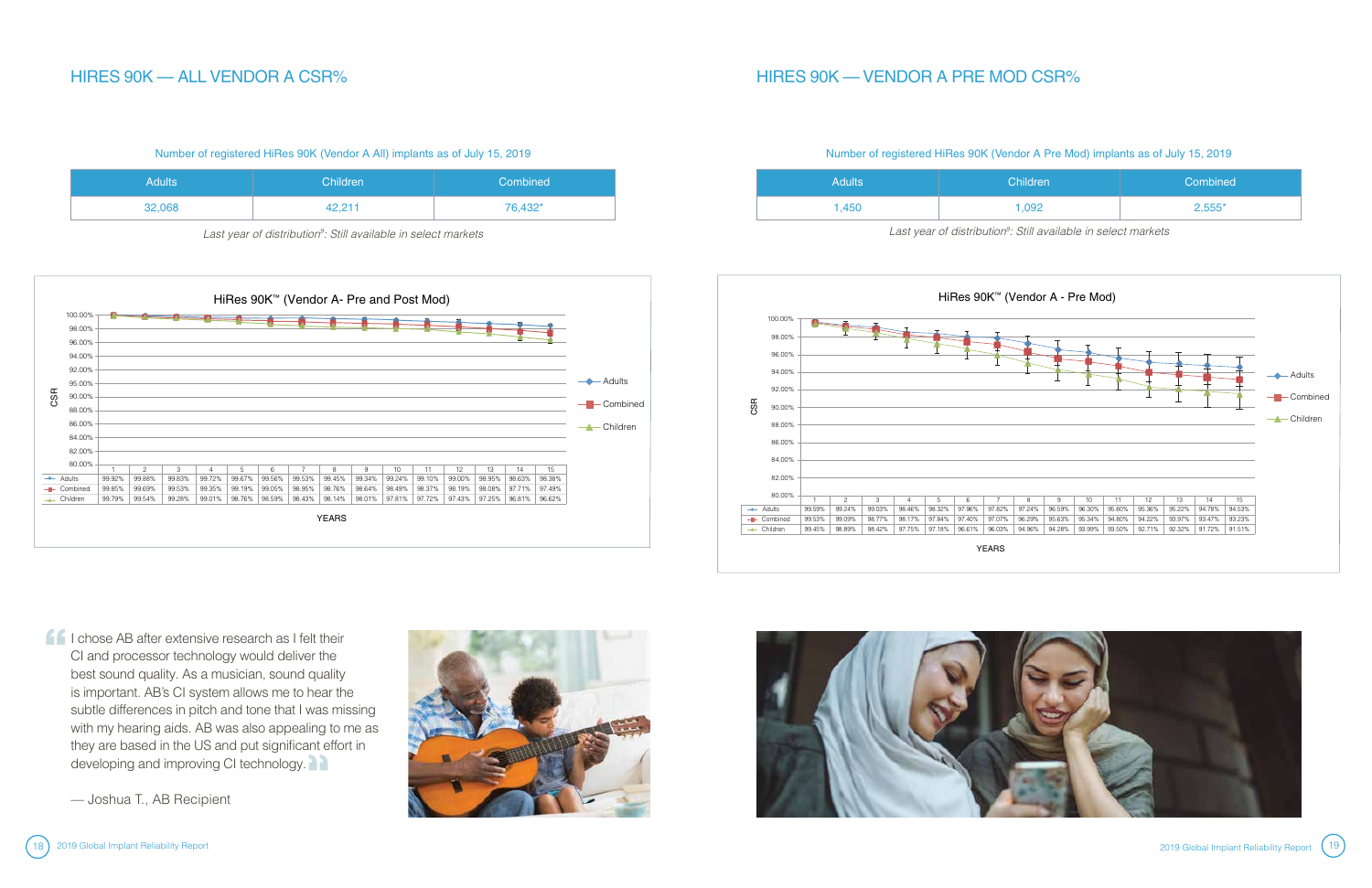## HIRES 90K — ALL VENDOR A CSR%

Number of registered HiRes 90K (Vendor A All) implants as of July 15, 2019

| Adults | Children | Combined |
| --- | --- | --- |
| 32,068 | 42,211 | 76,432* |

*Last year of distribution[a]: Still available in select markets*

HiRes 90K™ (Vendor A- Pre and Post Mod)

| | 1 | 2 | 3 | 4 | 5 | 6 | 7 | 8 | 9 | 10 | 11 | 12 | 13 | 14 | 15 |
| --- | --- | --- | --- | --- | --- | --- | --- | --- | --- | --- | --- | --- | --- | --- | --- |
| Adults | 99.92% | 99.88% | 99.83% | 99.72% | 99.67% | 99.56% | 99.53% | 99.45% | 99.34% | 99.24% | 99.10% | 99.00% | 98.95% | 98.63% | 98.38% |
| Combined | 99.85% | 99.69% | 99.53% | 99.35% | 99.19% | 99.05% | 98.95% | 98.76% | 98.64% | 98.49% | 98.37% | 98.19% | 98.08% | 97.71% | 97.49% |
| Children | 99.79% | 99.54% | 99.28% | 99.01% | 98.76% | 98.59% | 98.43% | 98.14% | 98.01% | 97.81% | 97.72% | 97.43% | 97.25% | 96.81% | 96.62% |

YEARS

## HIRES 90K — VENDOR A PRE MOD CSR%

Number of registered HiRes 90K (Vendor A Pre Mod) implants as of July 15, 2019

| Adults | Children | Combined |
| --- | --- | --- |
| 1,450 | 1,092 | 2,555* |

*Last year of distribution[a]: Still available in select markets*

HiRes 90K™ (Vendor A - Pre Mod)

| | 1 | 2 | 3 | 4 | 5 | 6 | 7 | 8 | 9 | 10 | 11 | 12 | 13 | 14 | 15 |
| --- | --- | --- | --- | --- | --- | --- | --- | --- | --- | --- | --- | --- | --- | --- | --- |
| Adults | 99.59% | 99.24% | 99.03% | 98.46% | 98.32% | 97.96% | 97.82% | 97.24% | 96.59% | 96.30% | 95.80% | 95.36% | 95.22% | 94.78% | 94.53% |
| Combined | 99.53% | 99.09% | 98.77% | 98.17% | 97.84% | 97.40% | 97.07% | 96.29% | 95.63% | 95.34% | 94.80% | 94.22% | 93.97% | 93.47% | 93.23% |
| Children | 99.45% | 98.89% | 98.42% | 97.75% | 97.18% | 96.61% | 96.03% | 94.96% | 94.28% | 93.99% | 93.50% | 92.71% | 92.32% | 91.72% | 91.51% |

YEARS

"I chose AB after extensive research as I felt their CI and processor technology would deliver the best sound quality. As a musician, sound quality is important. AB's CI system allows me to hear the subtle differences in pitch and tone that I was missing with my hearing aids. AB was also appealing to me as they are based in the US and put significant effort in developing and improving CI technology."

— Joshua T., AB Recipient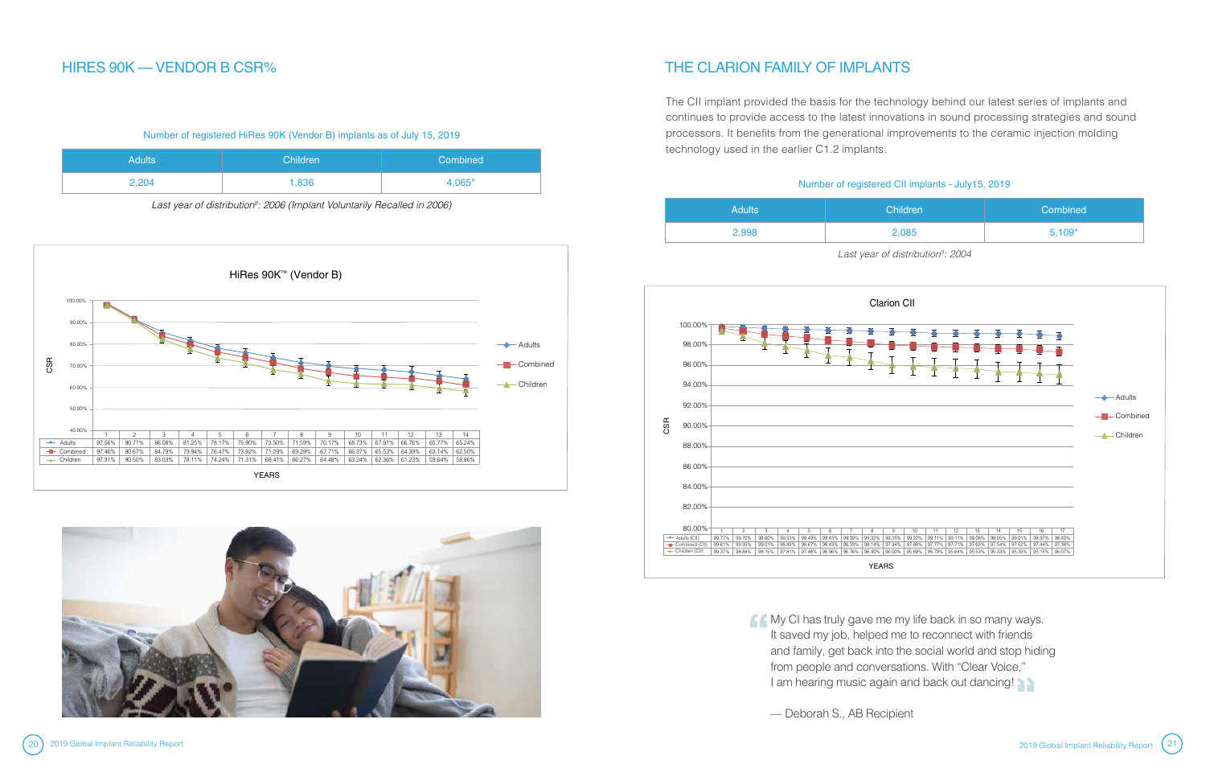## HIRES 90K — VENDOR B CSR%

Number of registered HiRes 90K (Vendor B) implants as of July 15, 2019

| Adults | Children | Combined |
|---|---|---|
| 2,204 | 1,836 | 4,065* |

*Last year of distribution[a]: 2006 (Implant Voluntarily Recalled in 2006)*

HiRes 90K™ (Vendor B)

| | 1 | 2 | 3 | 4 | 5 | 6 | 7 | 8 | 9 | 10 | 11 | 12 | 13 | 14 |
|---|---|---|---|---|---|---|---|---|---|---|---|---|---|---|
| Adults | 97.56% | 90.71% | 86.08% | 81.25% | 78.17% | 75.90% | 73.50% | 71.59% | 70.17% | 68.73% | 67.91% | 66.76% | 65.77% | 65.24% |
| Combined | 97.46% | 90.67% | 84.79% | 79.94% | 76.47% | 73.92% | 71.29% | 69.29% | 67.71% | 66.37% | 65.53% | 64.39% | 63.14% | 62.50% |
| Children | 97.31% | 90.50% | 83.03% | 78.11% | 74.24% | 71.31% | 68.41% | 66.27% | 64.48% | 63.24% | 62.36% | 61.23% | 59.64% | 58.86% |

YEARS

## THE CLARION FAMILY OF IMPLANTS

The CII implant provided the basis for the technology behind our latest series of implants and continues to provide access to the latest innovations in sound processing strategies and sound processors. It benefits from the generational improvements to the ceramic injection molding technology used in the earlier C1.2 implants.

Number of registered CII implants - July15, 2019

| Adults | Children | Combined |
|---|---|---|
| 2,998 | 2,085 | 5,109* |

*Last year of distribution[a]: 2004*

Clarion CII

| | 1 | 2 | 3 | 4 | 5 | 6 | 7 | 8 | 9 | 10 | 11 | 12 | 13 | 14 | 15 | 16 | 17 |
|---|---|---|---|---|---|---|---|---|---|---|---|---|---|---|---|---|---|
| Adults (CII) | 99.77% | 99.70% | 99.60% | 99.53% | 99.49% | 99.43% | 99.39% | 99.32% | 99.25% | 99.22% | 99.11% | 99.11% | 99.08% | 99.05% | 99.01% | 98.97% | 98.93% |
| Combined (CII) | 99.61% | 99.35% | 99.01% | 98.83% | 98.67% | 98.43% | 98.33% | 98.14% | 97.94% | 97.88% | 97.77% | 97.71% | 97.65% | 97.54% | 97.52% | 97.44% | 97.38% |
| Children (CII) | 99.37% | 98.84% | 98.15% | 97.81% | 97.46% | 96.96% | 96.76% | 96.40% | 96.00% | 95.89% | 95.79% | 95.64% | 95.53% | 95.33% | 95.33% | 95.15% | 95.07% |

YEARS

> My CI has truly gave me my life back in so many ways. It saved my job, helped me to reconnect with friends and family, get back into the social world and stop hiding from people and conversations. With "Clear Voice," I am hearing music again and back out dancing!
>
> — Deborah S., AB Recipient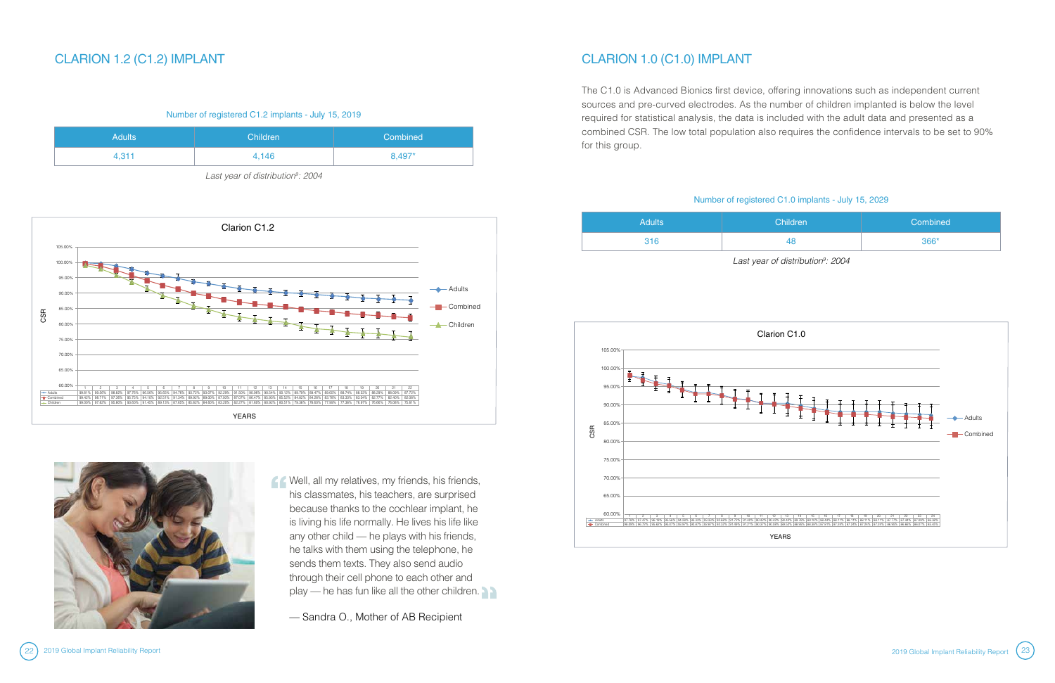## CLARION 1.2 (C1.2) IMPLANT

Number of registered C1.2 implants - July 15, 2019

| Adults | Children | Combined |
|---|---|---|
| 4,311 | 4,146 | 8,497* |

*Last year of distribution[3]: 2004*

Clarion C1.2

| | 1 | 2 | 3 | 4 | 5 | 6 | 7 | 8 | 9 | 10 | 11 | 12 | 13 | 14 | 15 | 16 | 17 | 18 | 19 | 20 | 21 | 22 |
|---|---|---|---|---|---|---|---|---|---|---|---|---|---|---|---|---|---|---|---|---|---|---|
| Adults | 99.61% | 99.56% | 98.82% | 97.76% | 96.56% | 95.65% | 94.76% | 93.72% | 93.07% | 92.29% | 91.50% | 90.98% | 90.54% | 90.12% | 89.78% | 89.47% | 89.05% | 88.74% | 88.53% | 88.26% | 88.09% | 87.72% |
| Combined | 99.40% | 98.71% | 97.36% | 95.75% | 94.10% | 92.51% | 91.34% | 89.92% | 89.00% | 87.99% | 87.07% | 86.47% | 85.93% | 85.52% | 84.82% | 84.28% | 83.76% | 83.30% | 83.03% | 82.94% | 82.77% | 82.40% | 82.06% |
| Children | 99.00% | 97.82% | 95.86% | 93.60% | 91.45% | 89.13% | 87.63% | 85.82% | 84.60% | 83.26% | 82.27% | 81.68% | 80.92% | 80.31% | 79.38% | 78.60% | 77.99% | 77.39% | 76.97% | 76.66% | 76.06% | 75.81% |

YEARS

“Well, all my relatives, my friends, his friends, his classmates, his teachers, are surprised because thanks to the cochlear implant, he is living his life normally. He lives his life like any other child — he plays with his friends, he talks with them using the telephone, he sends them texts. They also send audio through their cell phone to each other and play — he has fun like all the other children.”

— Sandra O., Mother of AB Recipient

## CLARION 1.0 (C1.0) IMPLANT

The C1.0 is Advanced Bionics first device, offering innovations such as independent current sources and pre-curved electrodes. As the number of children implanted is below the level required for statistical analysis, the data is included with the adult data and presented as a combined CSR. The low total population also requires the confidence intervals to be set to 90% for this group.

Number of registered C1.0 implants - July 15, 2029

| Adults | Children | Combined |
|---|---|---|
| 316 | 48 | 366* |

*Last year of distribution[3]: 2004*

Clarion C1.0

| | 1 | 2 | 3 | 4 | 5 | 6 | 7 | 8 | 9 | 10 | 11 | 12 | 13 | 14 | 15 | 16 | 17 | 18 | 19 | 20 | 21 | 22 | 23 |
|---|---|---|---|---|---|---|---|---|---|---|---|---|---|---|---|---|---|---|---|---|---|---|---|
| Adults | 97.76% | 97.47% | 96.19% | 95.56% | 94.29% | 93.33% | 93.02% | 92.64% | 91.72% | 91.09% | 90.60% | 90.43% | 90.12% | 89.76% | 88.93% | 88.44% | 88.11% | 88.11% | 88.11% | 88.11% | 87.77% | 87.45% | 87.05% | 86.36% |
| Combined | 98.09% | 96.72% | 95.82% | 95.07% | 93.67% | 93.47% | 92.87% | 92.32% | 91.68% | 91.21% | 90.37% | 90.08% | 89.52% | 88.96% | 88.30% | 87.57% | 87.24% | 87.24% | 87.24% | 87.04% | 86.95% | 86.86% | 86.67% | 86.40% |

YEARS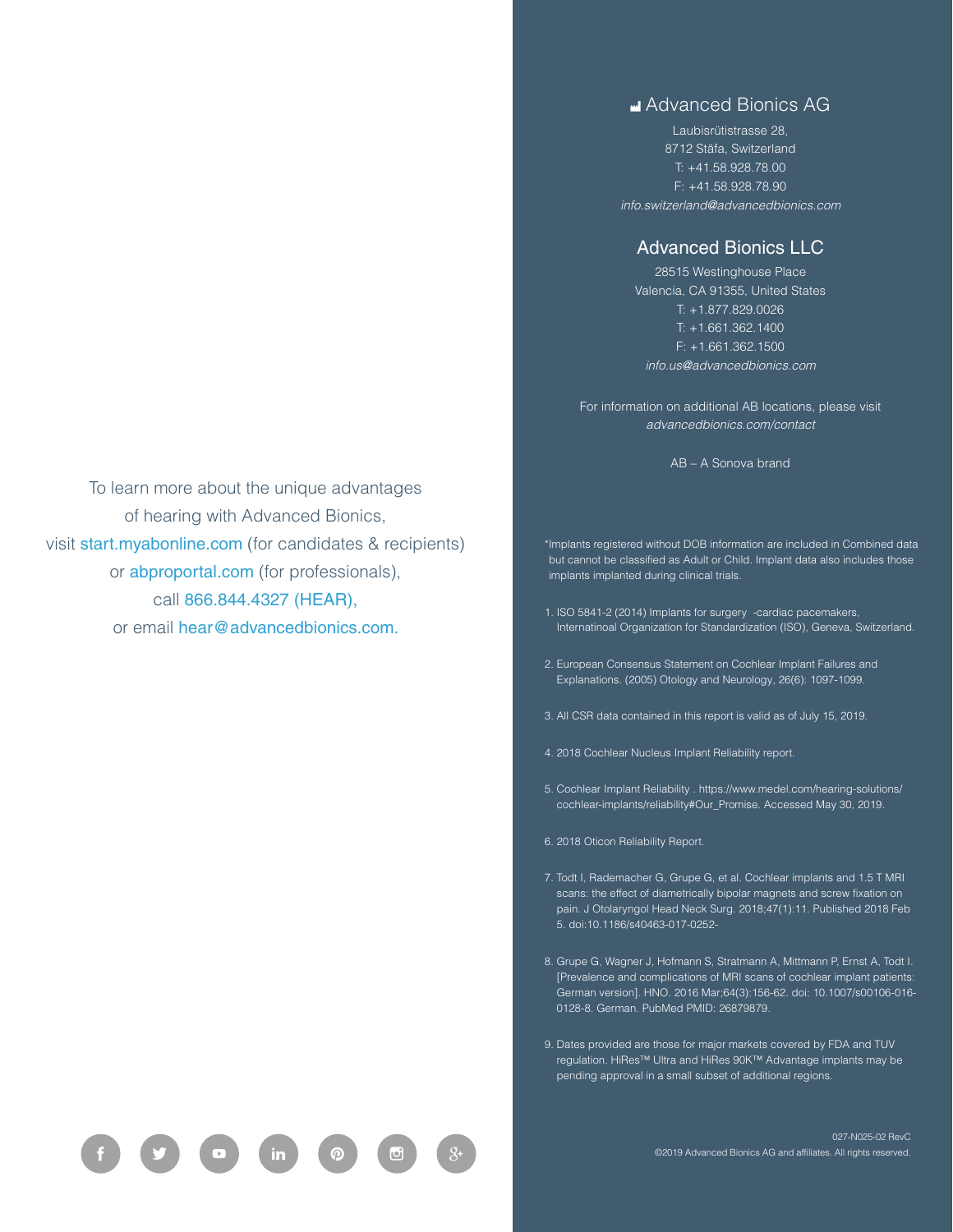To learn more about the unique advantages of hearing with Advanced Bionics, visit start.myabonline.com (for candidates & recipients) or abproportal.com (for professionals), call 866.844.4327 (HEAR), or email hear@advancedbionics.com.

## Advanced Bionics AG

Laubisrütistrasse 28,
8712 Stäfa, Switzerland
T: +41.58.928.78.00
F: +41.58.928.78.90
*info.switzerland@advancedbionics.com*

## Advanced Bionics LLC

28515 Westinghouse Place
Valencia, CA 91355, United States
T: +1.877.829.0026
T: +1.661.362.1400
F: +1.661.362.1500
*info.us@advancedbionics.com*

For information on additional AB locations, please visit *advancedbionics.com/contact*

AB – A Sonova brand

*Implants registered without DOB information are included in Combined data but cannot be classified as Adult or Child. Implant data also includes those implants implanted during clinical trials.

1. ISO 5841-2 (2014) Implants for surgery -cardiac pacemakers, Internatinoal Organization for Standardization (ISO), Geneva, Switzerland.
2. European Consensus Statement on Cochlear Implant Failures and Explanations. (2005) Otology and Neurology, 26(6): 1097-1099.
3. All CSR data contained in this report is valid as of July 15, 2019.
4. 2018 Cochlear Nucleus Implant Reliability report.
5. Cochlear Implant Reliability . https://www.medel.com/hearing-solutions/cochlear-implants/reliability#Our_Promise. Accessed May 30, 2019.
6. 2018 Oticon Reliability Report.
7. Todt I, Rademacher G, Grupe G, et al. Cochlear implants and 1.5 T MRI scans: the effect of diametrically bipolar magnets and screw fixation on pain. J Otolaryngol Head Neck Surg. 2018;47(1):11. Published 2018 Feb 5. doi:10.1186/s40463-017-0252-
8. Grupe G, Wagner J, Hofmann S, Stratmann A, Mittmann P, Ernst A, Todt I. [Prevalence and complications of MRI scans of cochlear implant patients: German version]. HNO. 2016 Mar;64(3):156-62. doi: 10.1007/s00106-016-0128-8. German. PubMed PMID: 26879879.
9. Dates provided are those for major markets covered by FDA and TUV regulation. HiRes™ Ultra and HiRes 90K™ Advantage implants may be pending approval in a small subset of additional regions.

027-N025-02 RevC
©2019 Advanced Bionics AG and affiliates. All rights reserved.